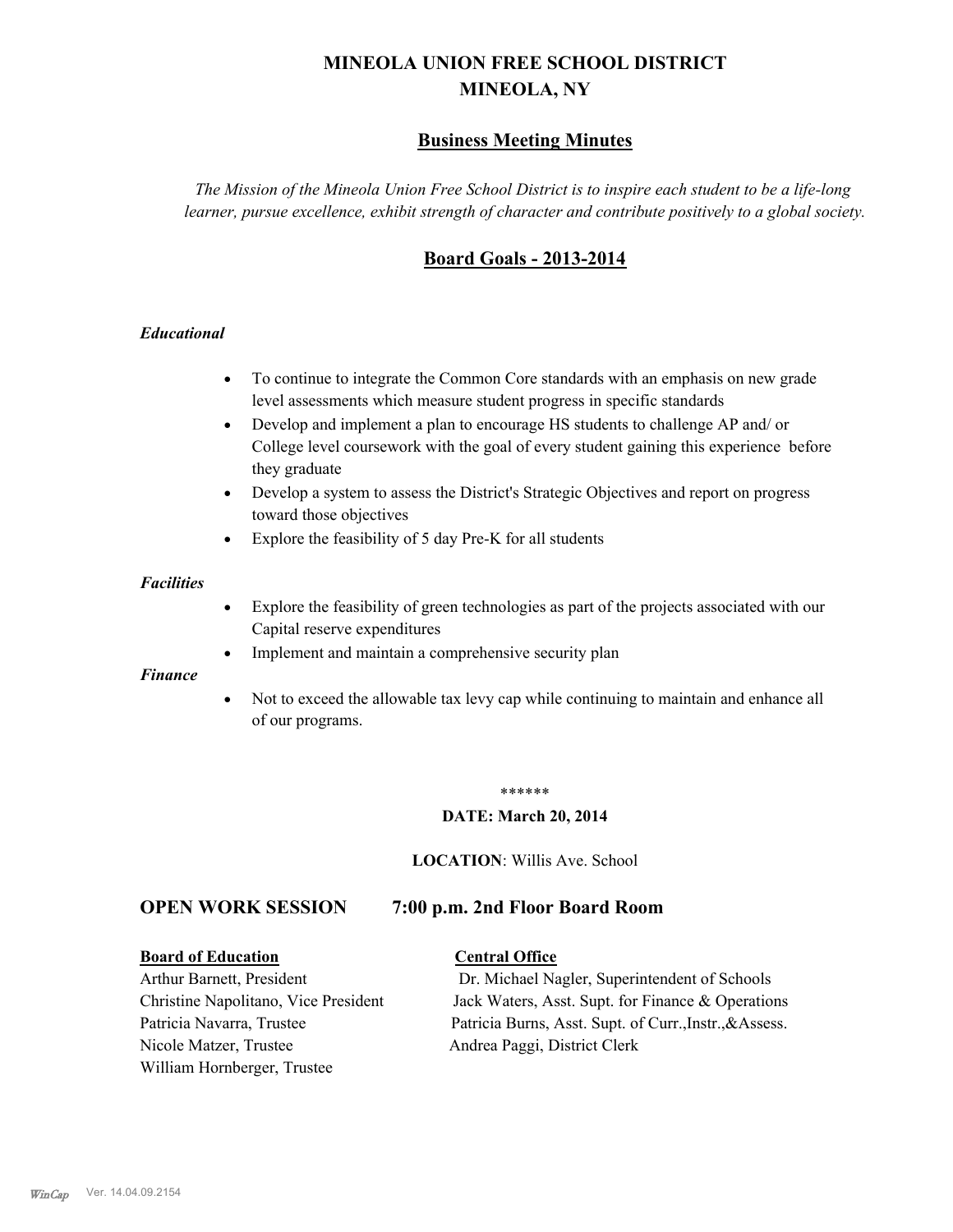# MINEOLA UNION FREE SCHOOL DISTRICT
# MINEOLA, NY

## Business Meeting Minutes

*The Mission of the Mineola Union Free School District is to inspire each student to be a life-long learner, pursue excellence, exhibit strength of character and contribute positively to a global society.*

## Board Goals - 2013-2014

### *Educational*

- To continue to integrate the Common Core standards with an emphasis on new grade level assessments which measure student progress in specific standards
- Develop and implement a plan to encourage HS students to challenge AP and/ or College level coursework with the goal of every student gaining this experience before they graduate
- Develop a system to assess the District's Strategic Objectives and report on progress toward those objectives
- Explore the feasibility of 5 day Pre-K for all students

### *Facilities*

- Explore the feasibility of green technologies as part of the projects associated with our Capital reserve expenditures
- Implement and maintain a comprehensive security plan

### *Finance*

- Not to exceed the allowable tax levy cap while continuing to maintain and enhance all of our programs.

******

**DATE: March 20, 2014**

**LOCATION**: Willis Ave. School

## OPEN WORK SESSION 7:00 p.m. 2nd Floor Board Room

**Board of Education**

Arthur Barnett, President
Christine Napolitano, Vice President
Patricia Navarra, Trustee
Nicole Matzer, Trustee
William Hornberger, Trustee

**Central Office**

Dr. Michael Nagler, Superintendent of Schools
Jack Waters, Asst. Supt. for Finance & Operations
Patricia Burns, Asst. Supt. of Curr.,Instr.,&Assess.
Andrea Paggi, District Clerk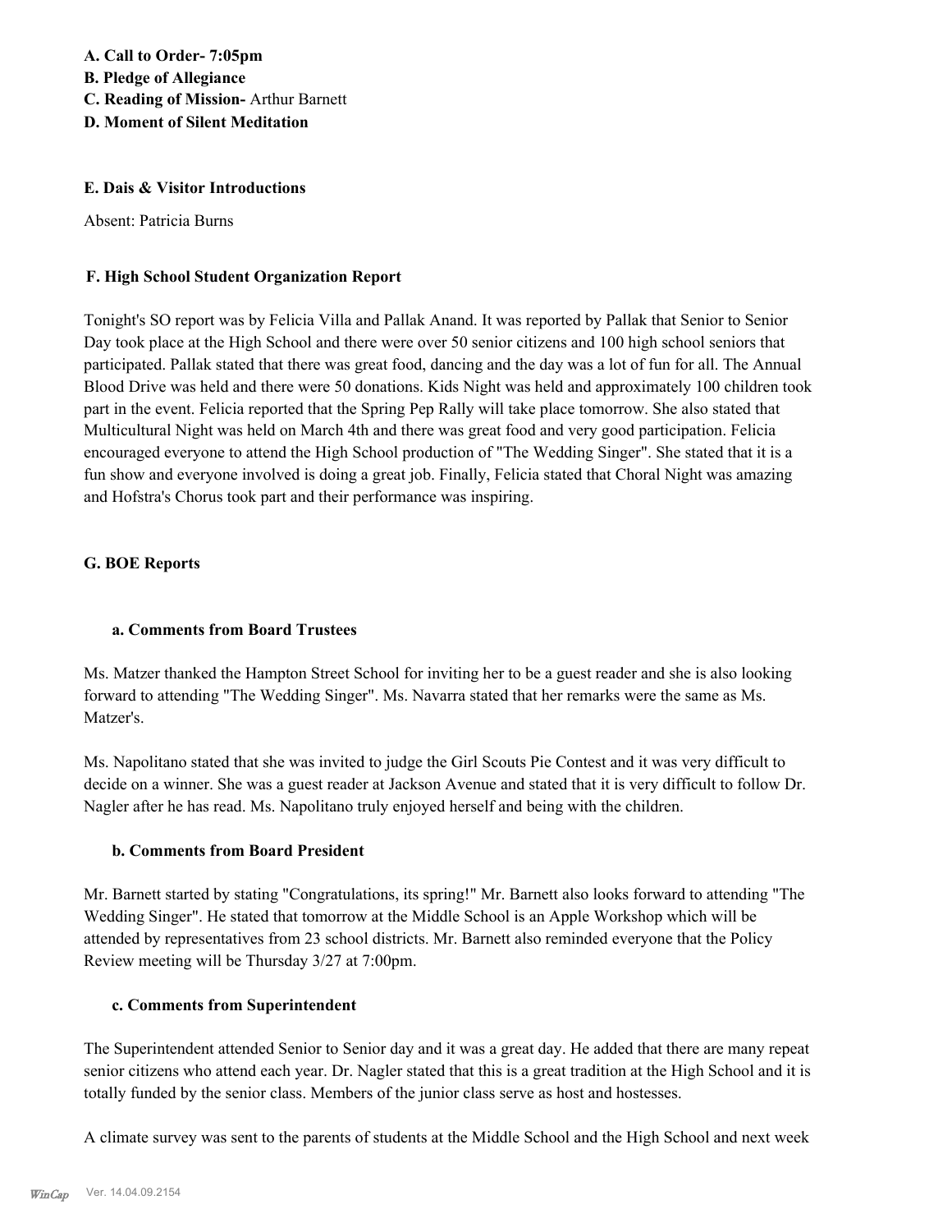**A. Call to Order- 7:05pm**
**B. Pledge of Allegiance**
**C. Reading of Mission-** Arthur Barnett
**D. Moment of Silent Meditation**

**E. Dais & Visitor Introductions**

Absent: Patricia Burns

**F. High School Student Organization Report**

Tonight's SO report was by Felicia Villa and Pallak Anand. It was reported by Pallak that Senior to Senior Day took place at the High School and there were over 50 senior citizens and 100 high school seniors that participated. Pallak stated that there was great food, dancing and the day was a lot of fun for all. The Annual Blood Drive was held and there were 50 donations. Kids Night was held and approximately 100 children took part in the event. Felicia reported that the Spring Pep Rally will take place tomorrow. She also stated that Multicultural Night was held on March 4th and there was great food and very good participation. Felicia encouraged everyone to attend the High School production of "The Wedding Singer". She stated that it is a fun show and everyone involved is doing a great job. Finally, Felicia stated that Choral Night was amazing and Hofstra's Chorus took part and their performance was inspiring.

**G. BOE Reports**

**a. Comments from Board Trustees**

Ms. Matzer thanked the Hampton Street School for inviting her to be a guest reader and she is also looking forward to attending "The Wedding Singer". Ms. Navarra stated that her remarks were the same as Ms. Matzer's.

Ms. Napolitano stated that she was invited to judge the Girl Scouts Pie Contest and it was very difficult to decide on a winner. She was a guest reader at Jackson Avenue and stated that it is very difficult to follow Dr. Nagler after he has read. Ms. Napolitano truly enjoyed herself and being with the children.

**b. Comments from Board President**

Mr. Barnett started by stating "Congratulations, its spring!" Mr. Barnett also looks forward to attending "The Wedding Singer". He stated that tomorrow at the Middle School is an Apple Workshop which will be attended by representatives from 23 school districts. Mr. Barnett also reminded everyone that the Policy Review meeting will be Thursday 3/27 at 7:00pm.

**c. Comments from Superintendent**

The Superintendent attended Senior to Senior day and it was a great day. He added that there are many repeat senior citizens who attend each year. Dr. Nagler stated that this is a great tradition at the High School and it is totally funded by the senior class. Members of the junior class serve as host and hostesses.

A climate survey was sent to the parents of students at the Middle School and the High School and next week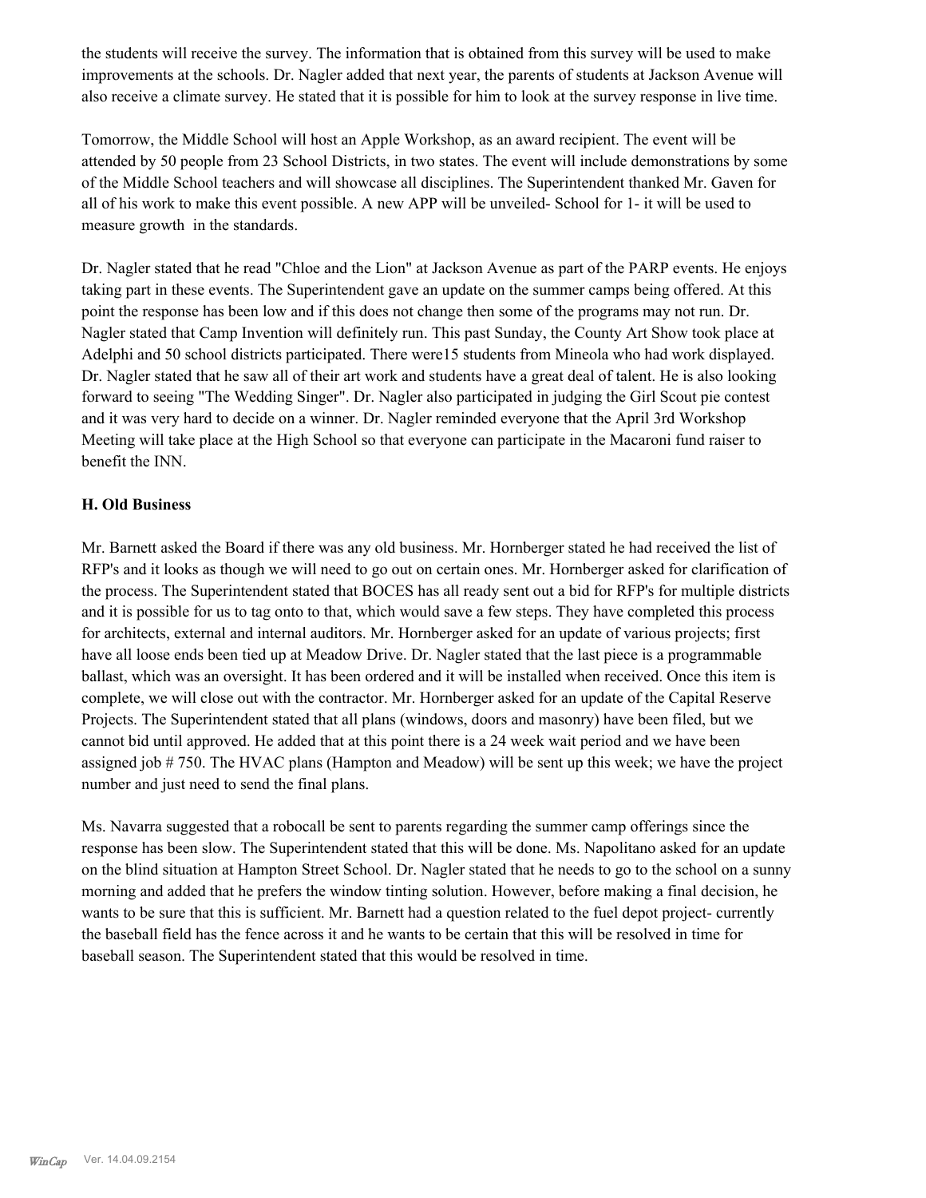the students will receive the survey. The information that is obtained from this survey will be used to make improvements at the schools. Dr. Nagler added that next year, the parents of students at Jackson Avenue will also receive a climate survey. He stated that it is possible for him to look at the survey response in live time.

Tomorrow, the Middle School will host an Apple Workshop, as an award recipient. The event will be attended by 50 people from 23 School Districts, in two states. The event will include demonstrations by some of the Middle School teachers and will showcase all disciplines. The Superintendent thanked Mr. Gaven for all of his work to make this event possible. A new APP will be unveiled- School for 1- it will be used to measure growth in the standards.

Dr. Nagler stated that he read "Chloe and the Lion" at Jackson Avenue as part of the PARP events. He enjoys taking part in these events. The Superintendent gave an update on the summer camps being offered. At this point the response has been low and if this does not change then some of the programs may not run. Dr. Nagler stated that Camp Invention will definitely run. This past Sunday, the County Art Show took place at Adelphi and 50 school districts participated. There were15 students from Mineola who had work displayed. Dr. Nagler stated that he saw all of their art work and students have a great deal of talent. He is also looking forward to seeing "The Wedding Singer". Dr. Nagler also participated in judging the Girl Scout pie contest and it was very hard to decide on a winner. Dr. Nagler reminded everyone that the April 3rd Workshop Meeting will take place at the High School so that everyone can participate in the Macaroni fund raiser to benefit the INN.

**H. Old Business**

Mr. Barnett asked the Board if there was any old business. Mr. Hornberger stated he had received the list of RFP's and it looks as though we will need to go out on certain ones. Mr. Hornberger asked for clarification of the process. The Superintendent stated that BOCES has all ready sent out a bid for RFP's for multiple districts and it is possible for us to tag onto to that, which would save a few steps. They have completed this process for architects, external and internal auditors. Mr. Hornberger asked for an update of various projects; first have all loose ends been tied up at Meadow Drive. Dr. Nagler stated that the last piece is a programmable ballast, which was an oversight. It has been ordered and it will be installed when received. Once this item is complete, we will close out with the contractor. Mr. Hornberger asked for an update of the Capital Reserve Projects. The Superintendent stated that all plans (windows, doors and masonry) have been filed, but we cannot bid until approved. He added that at this point there is a 24 week wait period and we have been assigned job # 750. The HVAC plans (Hampton and Meadow) will be sent up this week; we have the project number and just need to send the final plans.

Ms. Navarra suggested that a robocall be sent to parents regarding the summer camp offerings since the response has been slow. The Superintendent stated that this will be done. Ms. Napolitano asked for an update on the blind situation at Hampton Street School. Dr. Nagler stated that he needs to go to the school on a sunny morning and added that he prefers the window tinting solution. However, before making a final decision, he wants to be sure that this is sufficient. Mr. Barnett had a question related to the fuel depot project- currently the baseball field has the fence across it and he wants to be certain that this will be resolved in time for baseball season. The Superintendent stated that this would be resolved in time.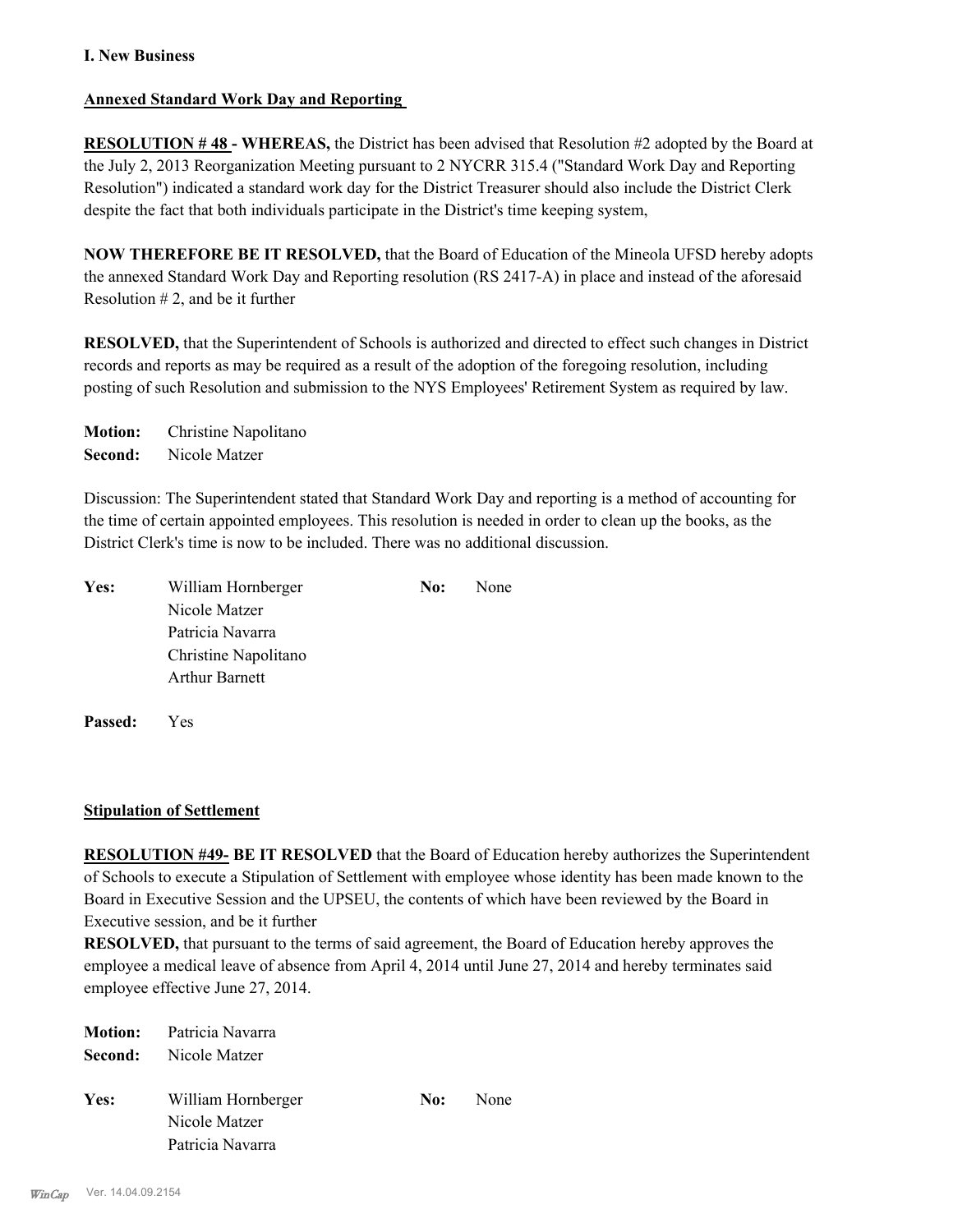**I. New Business**

**Annexed Standard Work Day and Reporting**

**RESOLUTION # 48 - WHEREAS,** the District has been advised that Resolution #2 adopted by the Board at the July 2, 2013 Reorganization Meeting pursuant to 2 NYCRR 315.4 ("Standard Work Day and Reporting Resolution") indicated a standard work day for the District Treasurer should also include the District Clerk despite the fact that both individuals participate in the District's time keeping system,

**NOW THEREFORE BE IT RESOLVED,** that the Board of Education of the Mineola UFSD hereby adopts the annexed Standard Work Day and Reporting resolution (RS 2417-A) in place and instead of the aforesaid Resolution # 2, and be it further

**RESOLVED,** that the Superintendent of Schools is authorized and directed to effect such changes in District records and reports as may be required as a result of the adoption of the foregoing resolution, including posting of such Resolution and submission to the NYS Employees' Retirement System as required by law.

**Motion:** Christine Napolitano
**Second:** Nicole Matzer

Discussion: The Superintendent stated that Standard Work Day and reporting is a method of accounting for the time of certain appointed employees. This resolution is needed in order to clean up the books, as the District Clerk's time is now to be included. There was no additional discussion.

| | | | |
|---|---|---|---|
| **Yes:** | William Hornberger | **No:** | None |
| | Nicole Matzer | | |
| | Patricia Navarra | | |
| | Christine Napolitano | | |
| | Arthur Barnett | | |

**Passed:** Yes

**Stipulation of Settlement**

**RESOLUTION #49- BE IT RESOLVED** that the Board of Education hereby authorizes the Superintendent of Schools to execute a Stipulation of Settlement with employee whose identity has been made known to the Board in Executive Session and the UPSEU, the contents of which have been reviewed by the Board in Executive session, and be it further
**RESOLVED,** that pursuant to the terms of said agreement, the Board of Education hereby approves the employee a medical leave of absence from April 4, 2014 until June 27, 2014 and hereby terminates said employee effective June 27, 2014.

**Motion:** Patricia Navarra
**Second:** Nicole Matzer

| | | | |
|---|---|---|---|
| **Yes:** | William Hornberger | **No:** | None |
| | Nicole Matzer | | |
| | Patricia Navarra | | |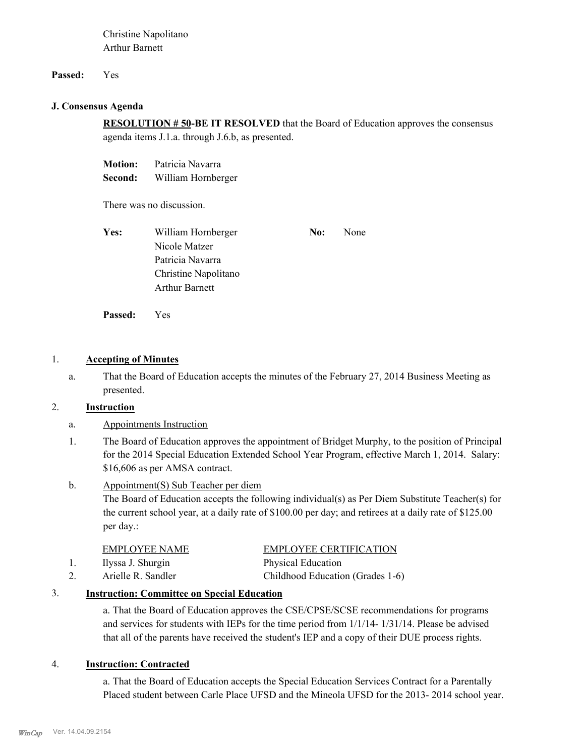Christine Napolitano
Arthur Barnett

**Passed:** Yes

### J. Consensus Agenda

**RESOLUTION # 50-BE IT RESOLVED** that the Board of Education approves the consensus agenda items J.1.a. through J.6.b, as presented.

**Motion:** Patricia Navarra
**Second:** William Hornberger

There was no discussion.

**Yes:** William Hornberger, Nicole Matzer, Patricia Navarra, Christine Napolitano, Arthur Barnett

**No:** None

**Passed:** Yes

1. **Accepting of Minutes**

   a. That the Board of Education accepts the minutes of the February 27, 2014 Business Meeting as presented.

2. **Instruction**

   a. Appointments Instruction

   1. The Board of Education approves the appointment of Bridget Murphy, to the position of Principal for the 2014 Special Education Extended School Year Program, effective March 1, 2014. Salary: $16,606 as per AMSA contract.

   b. Appointment(S) Sub Teacher per diem
   The Board of Education accepts the following individual(s) as Per Diem Substitute Teacher(s) for the current school year, at a daily rate of $100.00 per day; and retirees at a daily rate of $125.00 per day.:

| | EMPLOYEE NAME | EMPLOYEE CERTIFICATION |
|---|---|---|
| 1. | Ilyssa J. Shurgin | Physical Education |
| 2. | Arielle R. Sandler | Childhood Education (Grades 1-6) |

3. **Instruction: Committee on Special Education**

   a. That the Board of Education approves the CSE/CPSE/SCSE recommendations for programs and services for students with IEPs for the time period from 1/1/14- 1/31/14. Please be advised that all of the parents have received the student's IEP and a copy of their DUE process rights.

4. **Instruction: Contracted**

   a. That the Board of Education accepts the Special Education Services Contract for a Parentally Placed student between Carle Place UFSD and the Mineola UFSD for the 2013- 2014 school year.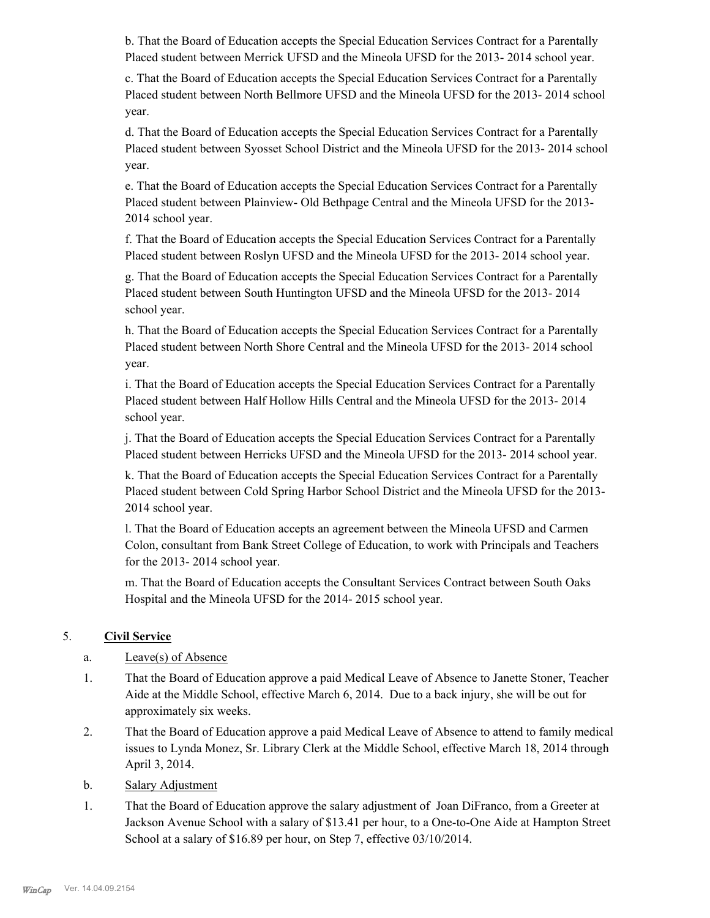b. That the Board of Education accepts the Special Education Services Contract for a Parentally Placed student between Merrick UFSD and the Mineola UFSD for the 2013- 2014 school year.

c. That the Board of Education accepts the Special Education Services Contract for a Parentally Placed student between North Bellmore UFSD and the Mineola UFSD for the 2013- 2014 school year.

d. That the Board of Education accepts the Special Education Services Contract for a Parentally Placed student between Syosset School District and the Mineola UFSD for the 2013- 2014 school year.

e. That the Board of Education accepts the Special Education Services Contract for a Parentally Placed student between Plainview- Old Bethpage Central and the Mineola UFSD for the 2013- 2014 school year.

f. That the Board of Education accepts the Special Education Services Contract for a Parentally Placed student between Roslyn UFSD and the Mineola UFSD for the 2013- 2014 school year.

g. That the Board of Education accepts the Special Education Services Contract for a Parentally Placed student between South Huntington UFSD and the Mineola UFSD for the 2013- 2014 school year.

h. That the Board of Education accepts the Special Education Services Contract for a Parentally Placed student between North Shore Central and the Mineola UFSD for the 2013- 2014 school year.

i. That the Board of Education accepts the Special Education Services Contract for a Parentally Placed student between Half Hollow Hills Central and the Mineola UFSD for the 2013- 2014 school year.

j. That the Board of Education accepts the Special Education Services Contract for a Parentally Placed student between Herricks UFSD and the Mineola UFSD for the 2013- 2014 school year.

k. That the Board of Education accepts the Special Education Services Contract for a Parentally Placed student between Cold Spring Harbor School District and the Mineola UFSD for the 2013- 2014 school year.

l. That the Board of Education accepts an agreement between the Mineola UFSD and Carmen Colon, consultant from Bank Street College of Education, to work with Principals and Teachers for the 2013- 2014 school year.

m. That the Board of Education accepts the Consultant Services Contract between South Oaks Hospital and the Mineola UFSD for the 2014- 2015 school year.

5. **Civil Service**

a. Leave(s) of Absence

1. That the Board of Education approve a paid Medical Leave of Absence to Janette Stoner, Teacher Aide at the Middle School, effective March 6, 2014. Due to a back injury, she will be out for approximately six weeks.

2. That the Board of Education approve a paid Medical Leave of Absence to attend to family medical issues to Lynda Monez, Sr. Library Clerk at the Middle School, effective March 18, 2014 through April 3, 2014.

b. Salary Adjustment

1. That the Board of Education approve the salary adjustment of Joan DiFranco, from a Greeter at Jackson Avenue School with a salary of $13.41 per hour, to a One-to-One Aide at Hampton Street School at a salary of $16.89 per hour, on Step 7, effective 03/10/2014.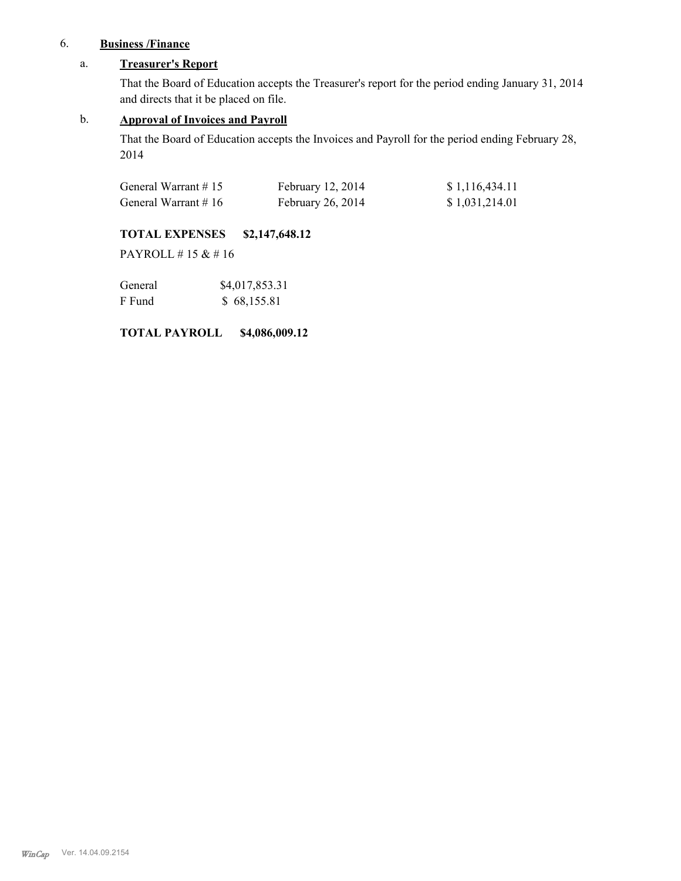6. **Business /Finance**

a. **Treasurer's Report**

That the Board of Education accepts the Treasurer's report for the period ending January 31, 2014 and directs that it be placed on file.

b. **Approval of Invoices and Payroll**

That the Board of Education accepts the Invoices and Payroll for the period ending February 28, 2014

| | | |
|---|---|---|
| General Warrant # 15 | February 12, 2014 | $ 1,116,434.11 |
| General Warrant # 16 | February 26, 2014 | $ 1,031,214.01 |

**TOTAL EXPENSES $2,147,648.12**

PAYROLL # 15 & # 16

| | |
|---|---|
| General | $4,017,853.31 |
| F Fund | $ 68,155.81 |

**TOTAL PAYROLL $4,086,009.12**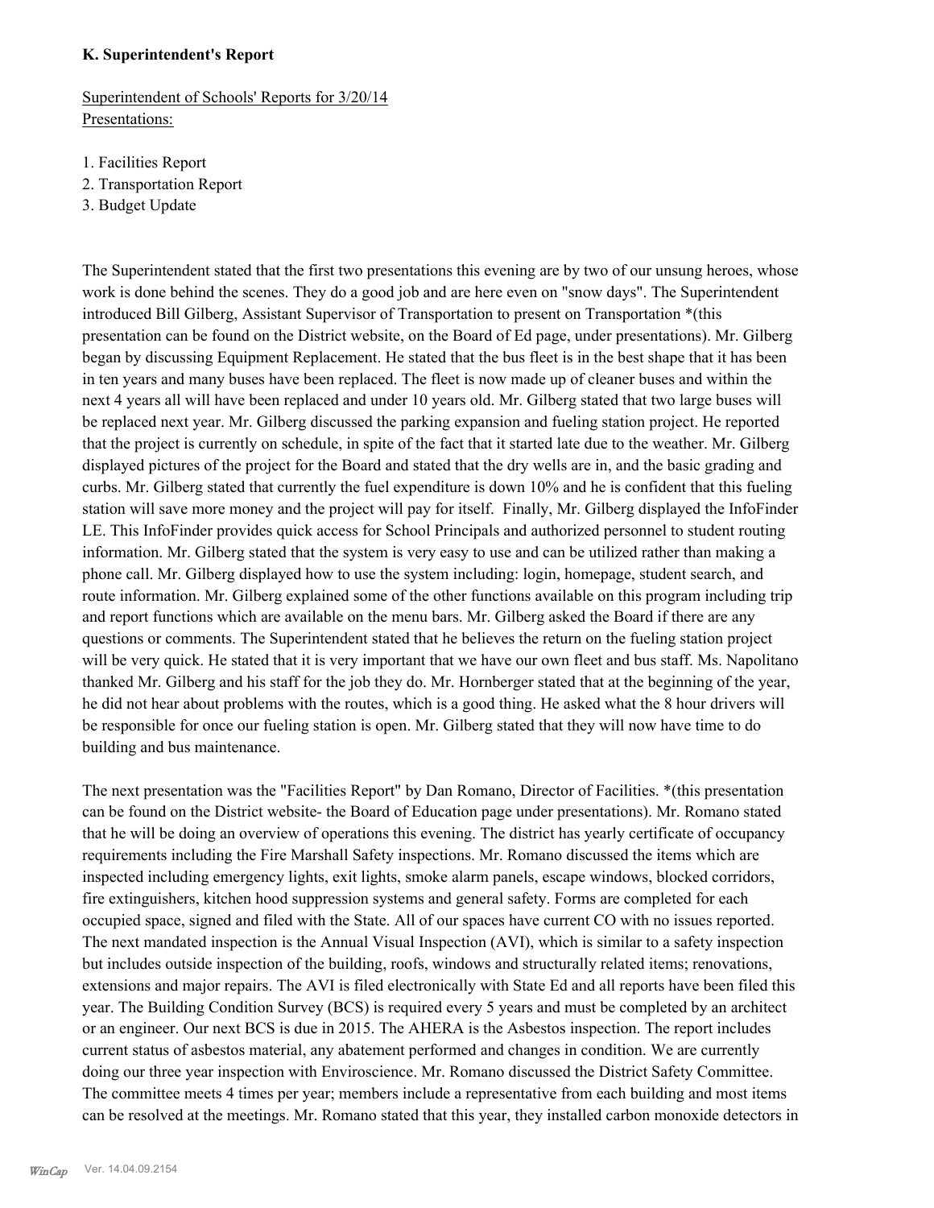**K. Superintendent's Report**

Superintendent of Schools' Reports for 3/20/14
Presentations:

1. Facilities Report
2. Transportation Report
3. Budget Update

The Superintendent stated that the first two presentations this evening are by two of our unsung heroes, whose work is done behind the scenes. They do a good job and are here even on "snow days". The Superintendent introduced Bill Gilberg, Assistant Supervisor of Transportation to present on Transportation *(this presentation can be found on the District website, on the Board of Ed page, under presentations). Mr. Gilberg began by discussing Equipment Replacement. He stated that the bus fleet is in the best shape that it has been in ten years and many buses have been replaced. The fleet is now made up of cleaner buses and within the next 4 years all will have been replaced and under 10 years old. Mr. Gilberg stated that two large buses will be replaced next year. Mr. Gilberg discussed the parking expansion and fueling station project. He reported that the project is currently on schedule, in spite of the fact that it started late due to the weather. Mr. Gilberg displayed pictures of the project for the Board and stated that the dry wells are in, and the basic grading and curbs. Mr. Gilberg stated that currently the fuel expenditure is down 10% and he is confident that this fueling station will save more money and the project will pay for itself. Finally, Mr. Gilberg displayed the InfoFinder LE. This InfoFinder provides quick access for School Principals and authorized personnel to student routing information. Mr. Gilberg stated that the system is very easy to use and can be utilized rather than making a phone call. Mr. Gilberg displayed how to use the system including: login, homepage, student search, and route information. Mr. Gilberg explained some of the other functions available on this program including trip and report functions which are available on the menu bars. Mr. Gilberg asked the Board if there are any questions or comments. The Superintendent stated that he believes the return on the fueling station project will be very quick. He stated that it is very important that we have our own fleet and bus staff. Ms. Napolitano thanked Mr. Gilberg and his staff for the job they do. Mr. Hornberger stated that at the beginning of the year, he did not hear about problems with the routes, which is a good thing. He asked what the 8 hour drivers will be responsible for once our fueling station is open. Mr. Gilberg stated that they will now have time to do building and bus maintenance.

The next presentation was the "Facilities Report" by Dan Romano, Director of Facilities. *(this presentation can be found on the District website- the Board of Education page under presentations). Mr. Romano stated that he will be doing an overview of operations this evening. The district has yearly certificate of occupancy requirements including the Fire Marshall Safety inspections. Mr. Romano discussed the items which are inspected including emergency lights, exit lights, smoke alarm panels, escape windows, blocked corridors, fire extinguishers, kitchen hood suppression systems and general safety. Forms are completed for each occupied space, signed and filed with the State. All of our spaces have current CO with no issues reported. The next mandated inspection is the Annual Visual Inspection (AVI), which is similar to a safety inspection but includes outside inspection of the building, roofs, windows and structurally related items; renovations, extensions and major repairs. The AVI is filed electronically with State Ed and all reports have been filed this year. The Building Condition Survey (BCS) is required every 5 years and must be completed by an architect or an engineer. Our next BCS is due in 2015. The AHERA is the Asbestos inspection. The report includes current status of asbestos material, any abatement performed and changes in condition. We are currently doing our three year inspection with Enviroscience. Mr. Romano discussed the District Safety Committee. The committee meets 4 times per year; members include a representative from each building and most items can be resolved at the meetings. Mr. Romano stated that this year, they installed carbon monoxide detectors in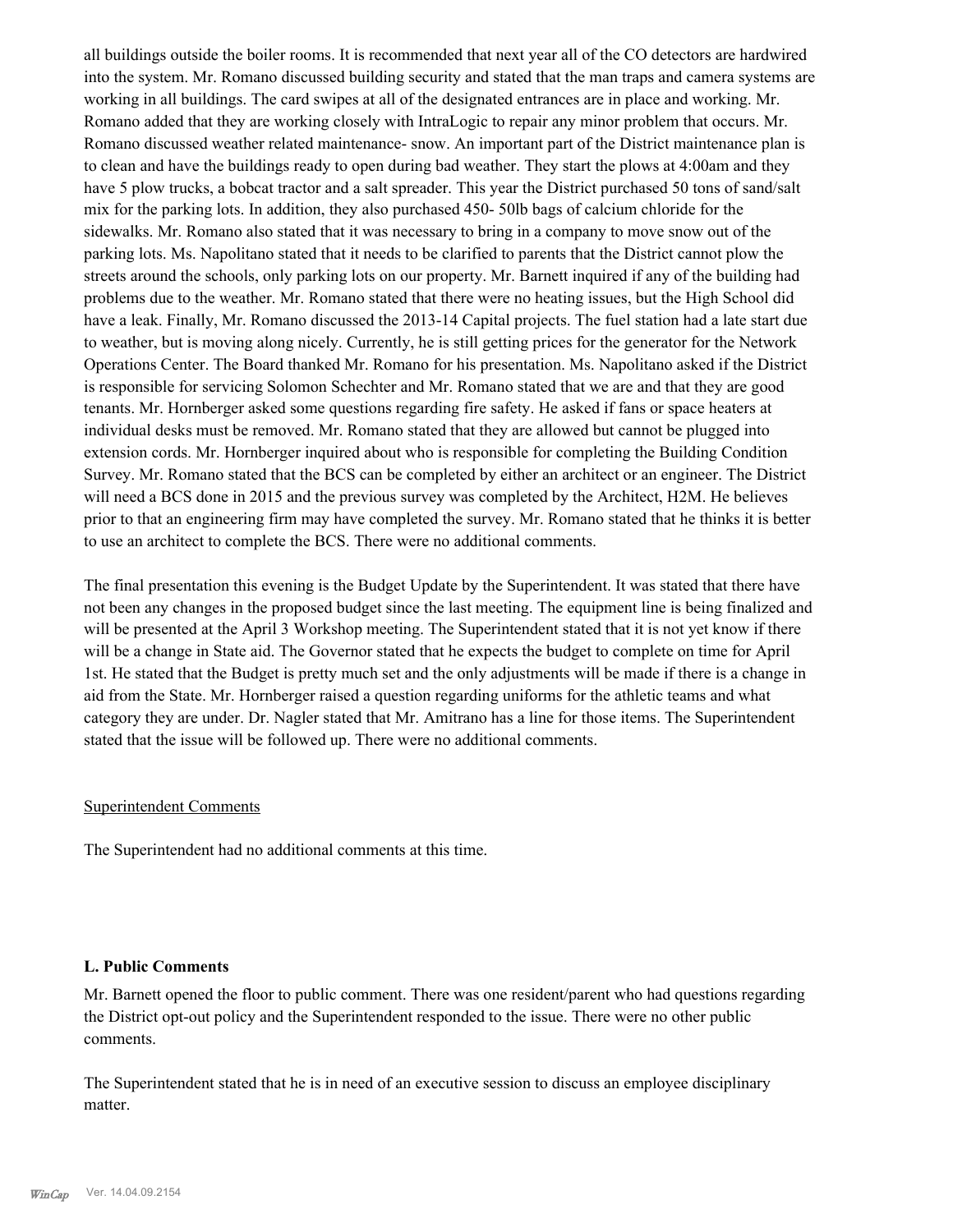all buildings outside the boiler rooms. It is recommended that next year all of the CO detectors are hardwired into the system. Mr. Romano discussed building security and stated that the man traps and camera systems are working in all buildings. The card swipes at all of the designated entrances are in place and working. Mr. Romano added that they are working closely with IntraLogic to repair any minor problem that occurs. Mr. Romano discussed weather related maintenance- snow. An important part of the District maintenance plan is to clean and have the buildings ready to open during bad weather. They start the plows at 4:00am and they have 5 plow trucks, a bobcat tractor and a salt spreader. This year the District purchased 50 tons of sand/salt mix for the parking lots. In addition, they also purchased 450- 50lb bags of calcium chloride for the sidewalks. Mr. Romano also stated that it was necessary to bring in a company to move snow out of the parking lots. Ms. Napolitano stated that it needs to be clarified to parents that the District cannot plow the streets around the schools, only parking lots on our property. Mr. Barnett inquired if any of the building had problems due to the weather. Mr. Romano stated that there were no heating issues, but the High School did have a leak. Finally, Mr. Romano discussed the 2013-14 Capital projects. The fuel station had a late start due to weather, but is moving along nicely. Currently, he is still getting prices for the generator for the Network Operations Center. The Board thanked Mr. Romano for his presentation. Ms. Napolitano asked if the District is responsible for servicing Solomon Schechter and Mr. Romano stated that we are and that they are good tenants. Mr. Hornberger asked some questions regarding fire safety. He asked if fans or space heaters at individual desks must be removed. Mr. Romano stated that they are allowed but cannot be plugged into extension cords. Mr. Hornberger inquired about who is responsible for completing the Building Condition Survey. Mr. Romano stated that the BCS can be completed by either an architect or an engineer. The District will need a BCS done in 2015 and the previous survey was completed by the Architect, H2M. He believes prior to that an engineering firm may have completed the survey. Mr. Romano stated that he thinks it is better to use an architect to complete the BCS. There were no additional comments.

The final presentation this evening is the Budget Update by the Superintendent. It was stated that there have not been any changes in the proposed budget since the last meeting. The equipment line is being finalized and will be presented at the April 3 Workshop meeting. The Superintendent stated that it is not yet know if there will be a change in State aid. The Governor stated that he expects the budget to complete on time for April 1st. He stated that the Budget is pretty much set and the only adjustments will be made if there is a change in aid from the State. Mr. Hornberger raised a question regarding uniforms for the athletic teams and what category they are under. Dr. Nagler stated that Mr. Amitrano has a line for those items. The Superintendent stated that the issue will be followed up. There were no additional comments.

Superintendent Comments

The Superintendent had no additional comments at this time.

**L. Public Comments**

Mr. Barnett opened the floor to public comment. There was one resident/parent who had questions regarding the District opt-out policy and the Superintendent responded to the issue. There were no other public comments.

The Superintendent stated that he is in need of an executive session to discuss an employee disciplinary matter.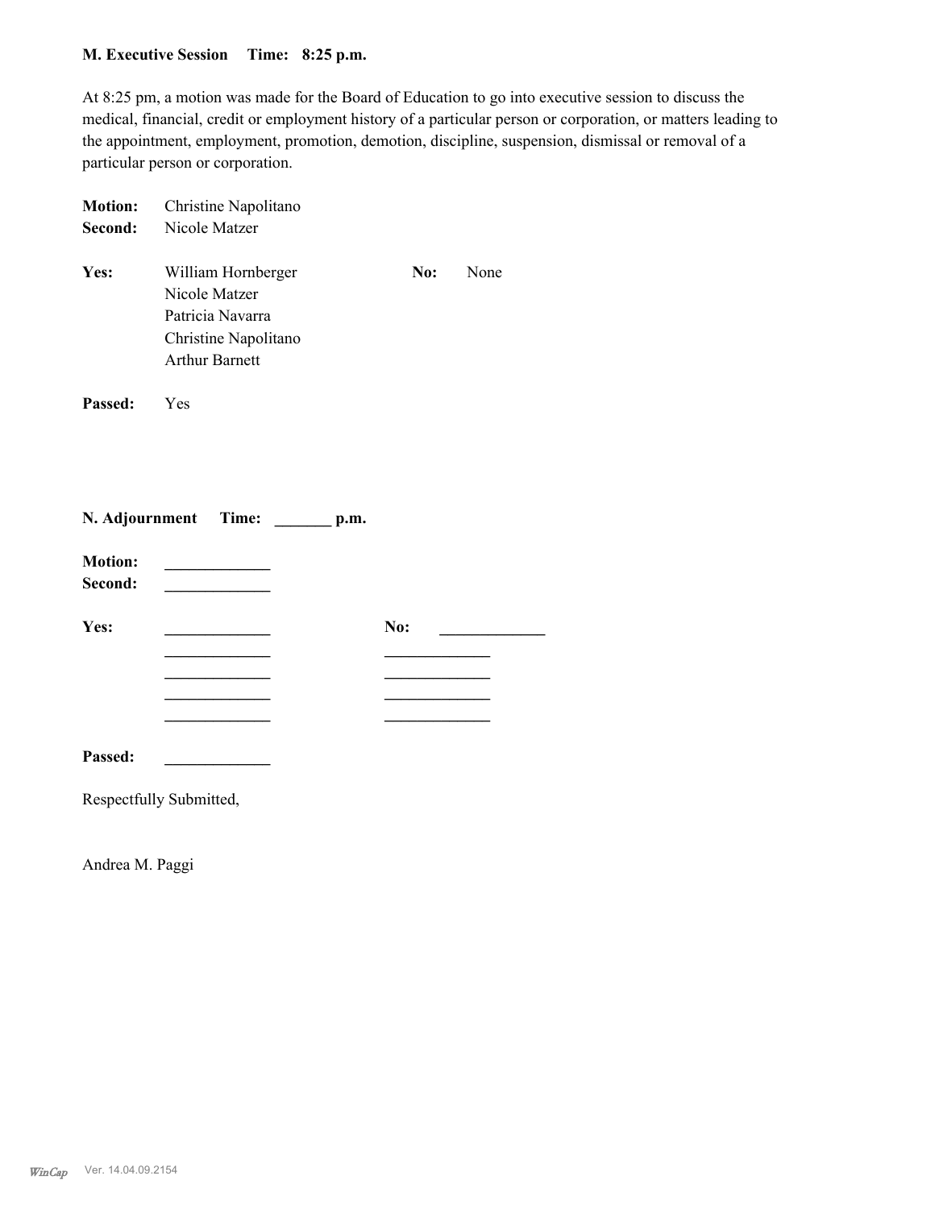**M. Executive Session Time: 8:25 p.m.**

At 8:25 pm, a motion was made for the Board of Education to go into executive session to discuss the medical, financial, credit or employment history of a particular person or corporation, or matters leading to the appointment, employment, promotion, demotion, discipline, suspension, dismissal or removal of a particular person or corporation.

| | | | |
|---|---|---|---|
| **Motion:** | Christine Napolitano | | |
| **Second:** | Nicole Matzer | | |
| **Yes:** | William Hornberger | **No:** | None |
| | Nicole Matzer | | |
| | Patricia Navarra | | |
| | Christine Napolitano | | |
| | Arthur Barnett | | |
| **Passed:** | Yes | | |

**N. Adjournment Time: _______ p.m.**

| | | | |
|---|---|---|---|
| **Motion:** | _____________ | | |
| **Second:** | _____________ | | |
| **Yes:** | _____________ | **No:** | _____________ |
| | _____________ | | _____________ |
| | _____________ | | _____________ |
| | _____________ | | _____________ |
| | _____________ | | _____________ |
| **Passed:** | _____________ | | |

Respectfully Submitted,

Andrea M. Paggi